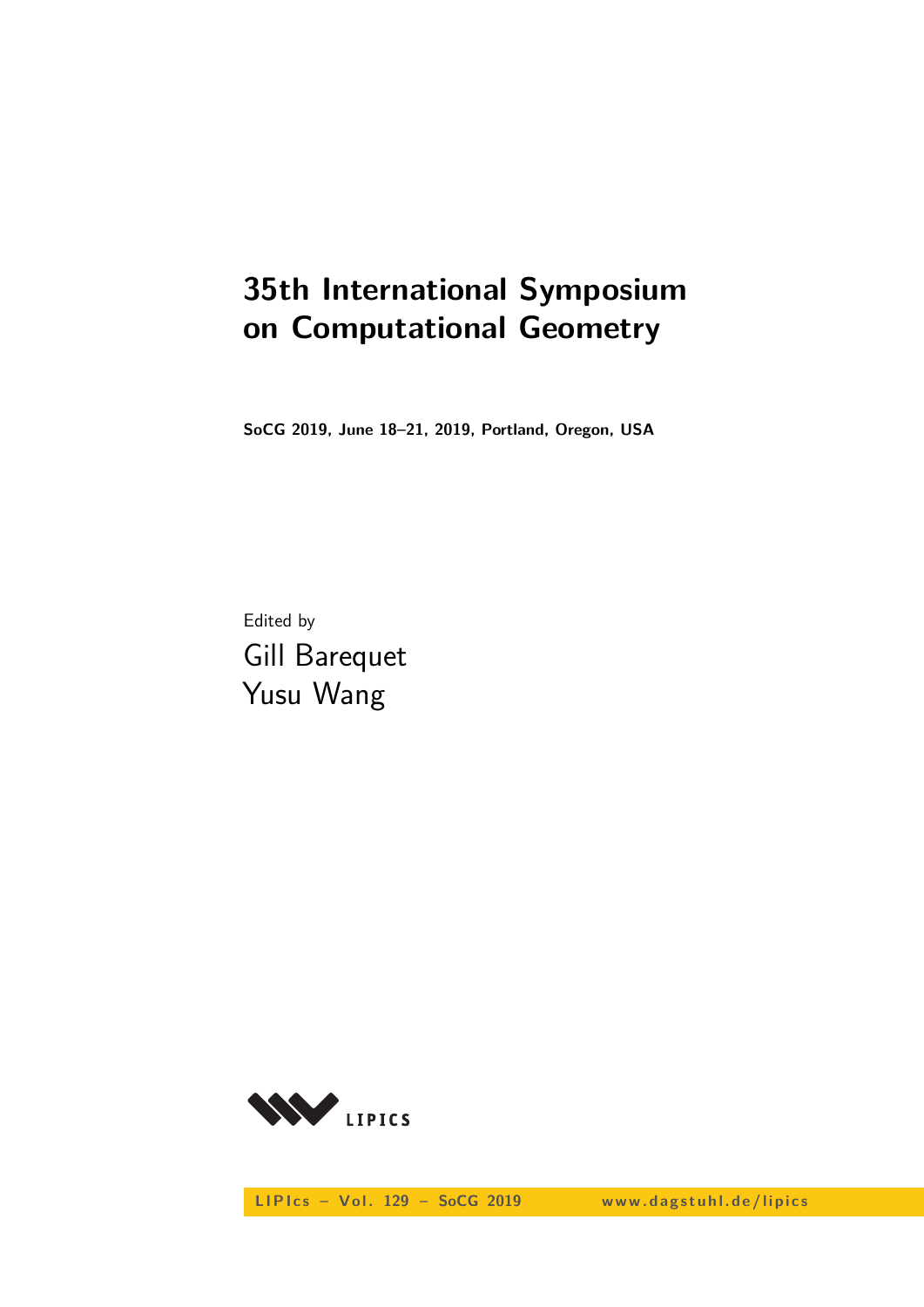# 35th International Symposium on Computational Geometry

**SoCG 2019, June 18–21, 2019, Portland, Oregon, USA**

Edited by

Gill Barequet
Yusu Wang

LIPIcs – Vol. 129 – SoCG 2019 www.dagstuhl.de/lipics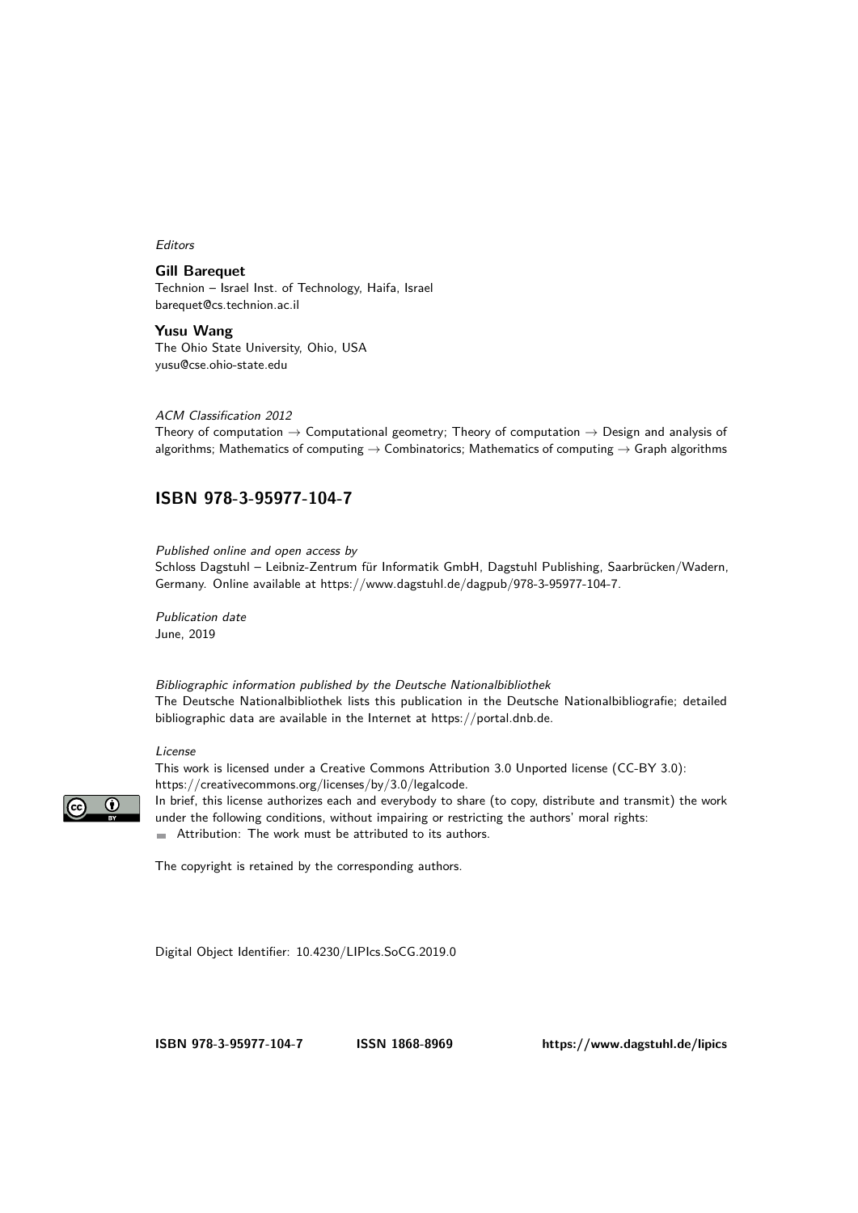*Editors*

**Gill Barequet**
Technion – Israel Inst. of Technology, Haifa, Israel
barequet@cs.technion.ac.il

**Yusu Wang**
The Ohio State University, Ohio, USA
yusu@cse.ohio-state.edu

*ACM Classification 2012*
Theory of computation → Computational geometry; Theory of computation → Design and analysis of algorithms; Mathematics of computing → Combinatorics; Mathematics of computing → Graph algorithms

## ISBN 978-3-95977-104-7

*Published online and open access by*
Schloss Dagstuhl – Leibniz-Zentrum für Informatik GmbH, Dagstuhl Publishing, Saarbrücken/Wadern, Germany. Online available at https://www.dagstuhl.de/dagpub/978-3-95977-104-7.

*Publication date*
June, 2019

*Bibliographic information published by the Deutsche Nationalbibliothek*
The Deutsche Nationalbibliothek lists this publication in the Deutsche Nationalbibliografie; detailed bibliographic data are available in the Internet at https://portal.dnb.de.

*License*
This work is licensed under a Creative Commons Attribution 3.0 Unported license (CC-BY 3.0): https://creativecommons.org/licenses/by/3.0/legalcode.
In brief, this license authorizes each and everybody to share (to copy, distribute and transmit) the work under the following conditions, without impairing or restricting the authors' moral rights:

- Attribution: The work must be attributed to its authors.

The copyright is retained by the corresponding authors.

Digital Object Identifier: 10.4230/LIPIcs.SoCG.2019.0

**ISBN 978-3-95977-104-7** **ISSN 1868-8969** **https://www.dagstuhl.de/lipics**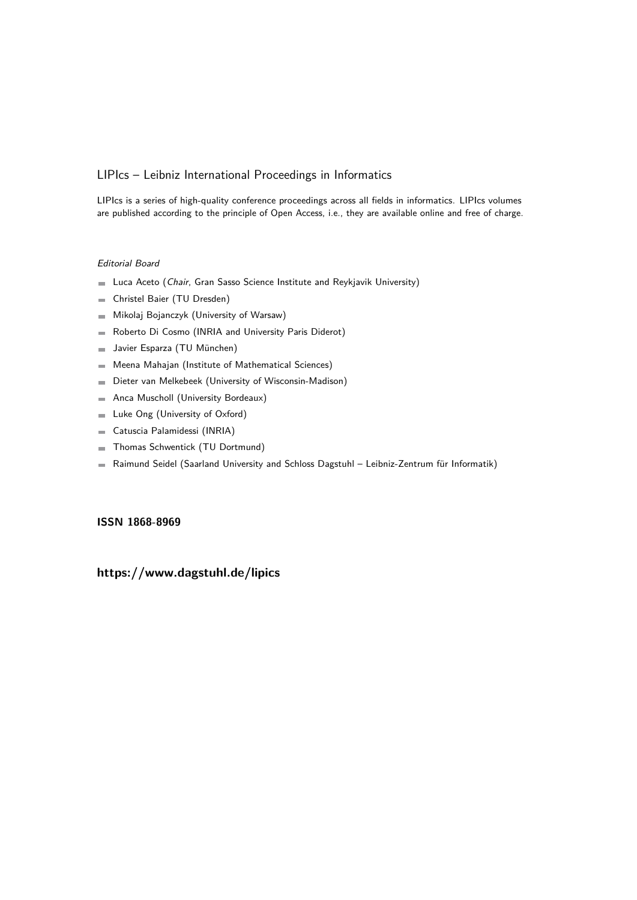# LIPIcs – Leibniz International Proceedings in Informatics

LIPIcs is a series of high-quality conference proceedings across all fields in informatics. LIPIcs volumes are published according to the principle of Open Access, i.e., they are available online and free of charge.

*Editorial Board*

- Luca Aceto (*Chair*, Gran Sasso Science Institute and Reykjavik University)
- Christel Baier (TU Dresden)
- Mikolaj Bojanczyk (University of Warsaw)
- Roberto Di Cosmo (INRIA and University Paris Diderot)
- Javier Esparza (TU München)
- Meena Mahajan (Institute of Mathematical Sciences)
- Dieter van Melkebeek (University of Wisconsin-Madison)
- Anca Muscholl (University Bordeaux)
- Luke Ong (University of Oxford)
- Catuscia Palamidessi (INRIA)
- Thomas Schwentick (TU Dortmund)
- Raimund Seidel (Saarland University and Schloss Dagstuhl – Leibniz-Zentrum für Informatik)

**ISSN 1868-8969**

**https://www.dagstuhl.de/lipics**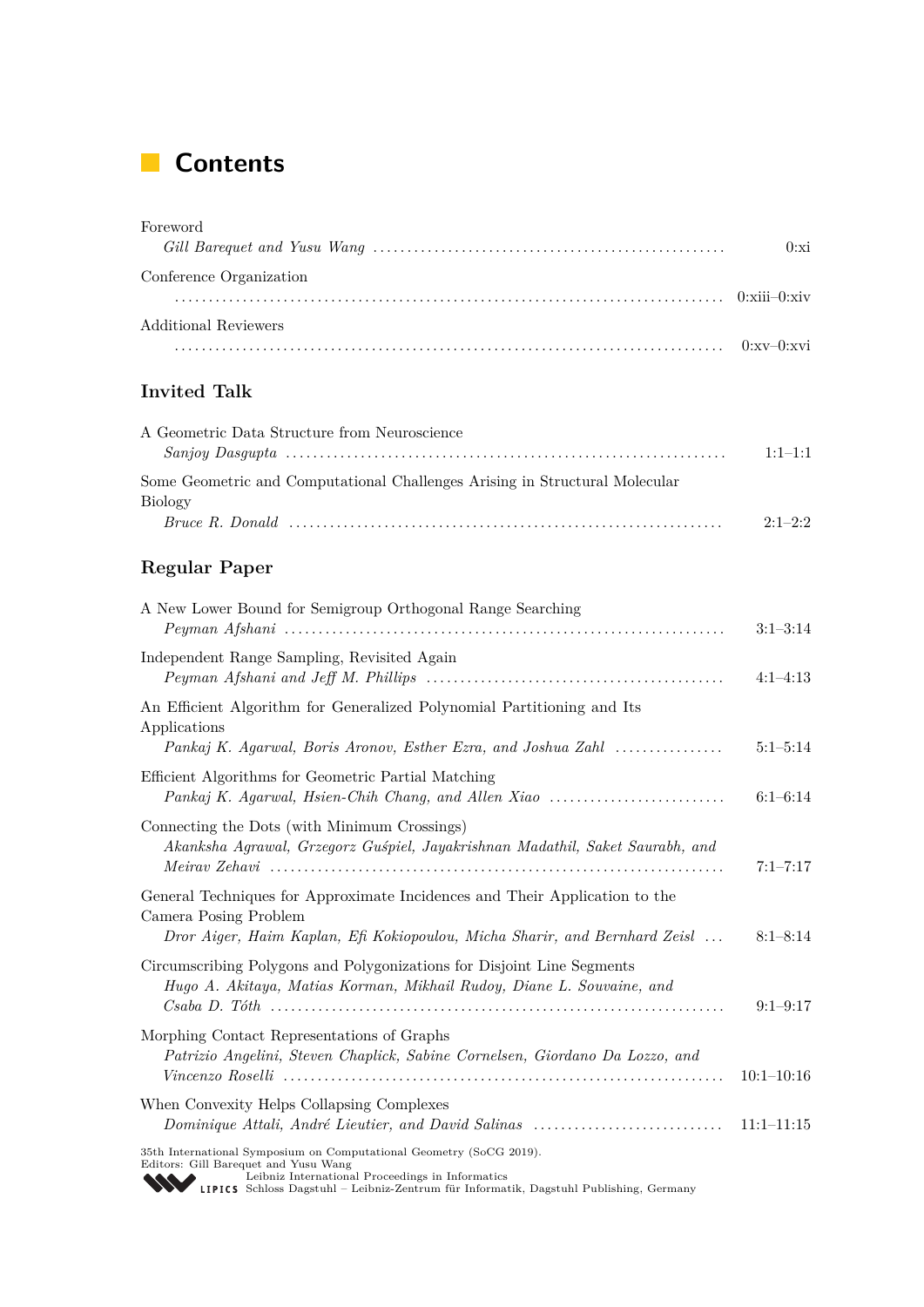# Contents

Foreword
*Gill Barequet and Yusu Wang* ........ 0:xi

Conference Organization
........ 0:xiii–0:xiv

Additional Reviewers
........ 0:xv–0:xvi

## Invited Talk

A Geometric Data Structure from Neuroscience
*Sanjoy Dasgupta* ........ 1:1–1:1

Some Geometric and Computational Challenges Arising in Structural Molecular Biology
*Bruce R. Donald* ........ 2:1–2:2

## Regular Paper

A New Lower Bound for Semigroup Orthogonal Range Searching
*Peyman Afshani* ........ 3:1–3:14

Independent Range Sampling, Revisited Again
*Peyman Afshani and Jeff M. Phillips* ........ 4:1–4:13

An Efficient Algorithm for Generalized Polynomial Partitioning and Its Applications
*Pankaj K. Agarwal, Boris Aronov, Esther Ezra, and Joshua Zahl* ........ 5:1–5:14

Efficient Algorithms for Geometric Partial Matching
*Pankaj K. Agarwal, Hsien-Chih Chang, and Allen Xiao* ........ 6:1–6:14

Connecting the Dots (with Minimum Crossings)
*Akanksha Agrawal, Grzegorz Guśpiel, Jayakrishnan Madathil, Saket Saurabh, and Meirav Zehavi* ........ 7:1–7:17

General Techniques for Approximate Incidences and Their Application to the Camera Posing Problem
*Dror Aiger, Haim Kaplan, Efi Kokiopoulou, Micha Sharir, and Bernhard Zeisl* ........ 8:1–8:14

Circumscribing Polygons and Polygonizations for Disjoint Line Segments
*Hugo A. Akitaya, Matias Korman, Mikhail Rudoy, Diane L. Souvaine, and Csaba D. Tóth* ........ 9:1–9:17

Morphing Contact Representations of Graphs
*Patrizio Angelini, Steven Chaplick, Sabine Cornelsen, Giordano Da Lozzo, and Vincenzo Roselli* ........ 10:1–10:16

When Convexity Helps Collapsing Complexes
*Dominique Attali, André Lieutier, and David Salinas* ........ 11:1–11:15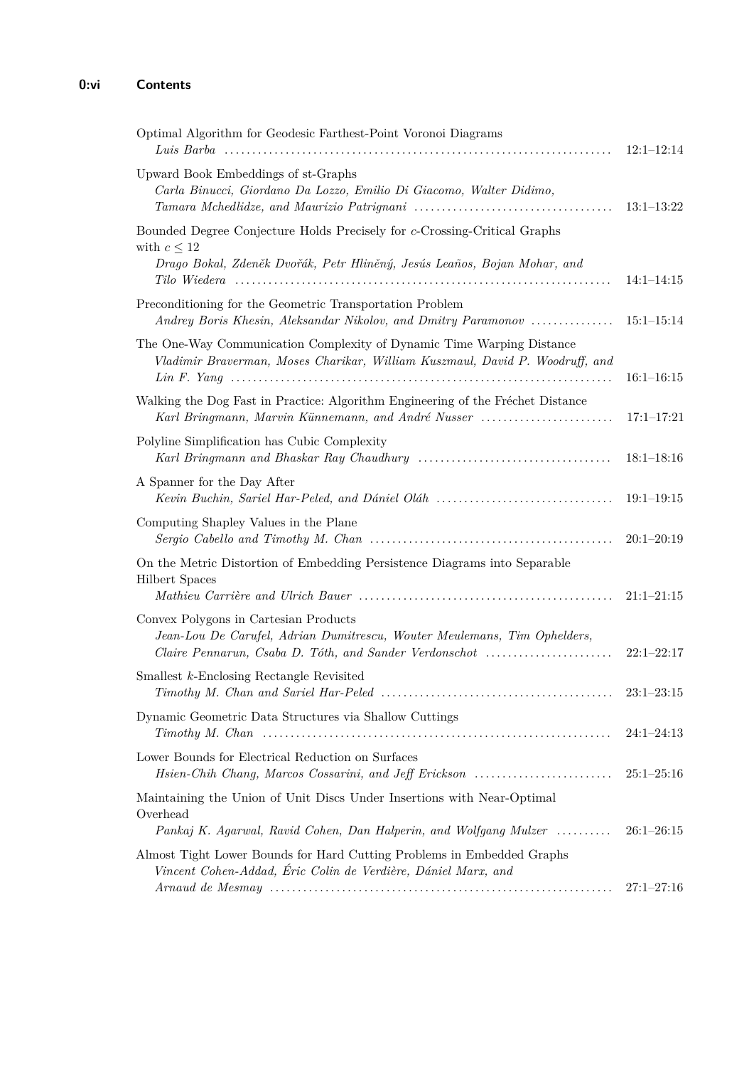Optimal Algorithm for Geodesic Farthest-Point Voronoi Diagrams
*Luis Barba* ........ 12:1–12:14

Upward Book Embeddings of st-Graphs
*Carla Binucci, Giordano Da Lozzo, Emilio Di Giacomo, Walter Didimo, Tamara Mchedlidze, and Maurizio Patrignani* ........ 13:1–13:22

Bounded Degree Conjecture Holds Precisely for $c$-Crossing-Critical Graphs with $c \leq 12$
*Drago Bokal, Zdeněk Dvořák, Petr Hliněný, Jesús Leaños, Bojan Mohar, and Tilo Wiedera* ........ 14:1–14:15

Preconditioning for the Geometric Transportation Problem
*Andrey Boris Khesin, Aleksandar Nikolov, and Dmitry Paramonov* ........ 15:1–15:14

The One-Way Communication Complexity of Dynamic Time Warping Distance
*Vladimir Braverman, Moses Charikar, William Kuszmaul, David P. Woodruff, and Lin F. Yang* ........ 16:1–16:15

Walking the Dog Fast in Practice: Algorithm Engineering of the Fréchet Distance
*Karl Bringmann, Marvin Künnemann, and André Nusser* ........ 17:1–17:21

Polyline Simplification has Cubic Complexity
*Karl Bringmann and Bhaskar Ray Chaudhury* ........ 18:1–18:16

A Spanner for the Day After
*Kevin Buchin, Sariel Har-Peled, and Dániel Oláh* ........ 19:1–19:15

Computing Shapley Values in the Plane
*Sergio Cabello and Timothy M. Chan* ........ 20:1–20:19

On the Metric Distortion of Embedding Persistence Diagrams into Separable Hilbert Spaces
*Mathieu Carrière and Ulrich Bauer* ........ 21:1–21:15

Convex Polygons in Cartesian Products
*Jean-Lou De Carufel, Adrian Dumitrescu, Wouter Meulemans, Tim Ophelders, Claire Pennarun, Csaba D. Tóth, and Sander Verdonschot* ........ 22:1–22:17

Smallest $k$-Enclosing Rectangle Revisited
*Timothy M. Chan and Sariel Har-Peled* ........ 23:1–23:15

Dynamic Geometric Data Structures via Shallow Cuttings
*Timothy M. Chan* ........ 24:1–24:13

Lower Bounds for Electrical Reduction on Surfaces
*Hsien-Chih Chang, Marcos Cossarini, and Jeff Erickson* ........ 25:1–25:16

Maintaining the Union of Unit Discs Under Insertions with Near-Optimal Overhead
*Pankaj K. Agarwal, Ravid Cohen, Dan Halperin, and Wolfgang Mulzer* ........ 26:1–26:15

Almost Tight Lower Bounds for Hard Cutting Problems in Embedded Graphs
*Vincent Cohen-Addad, Éric Colin de Verdière, Dániel Marx, and Arnaud de Mesmay* ........ 27:1–27:16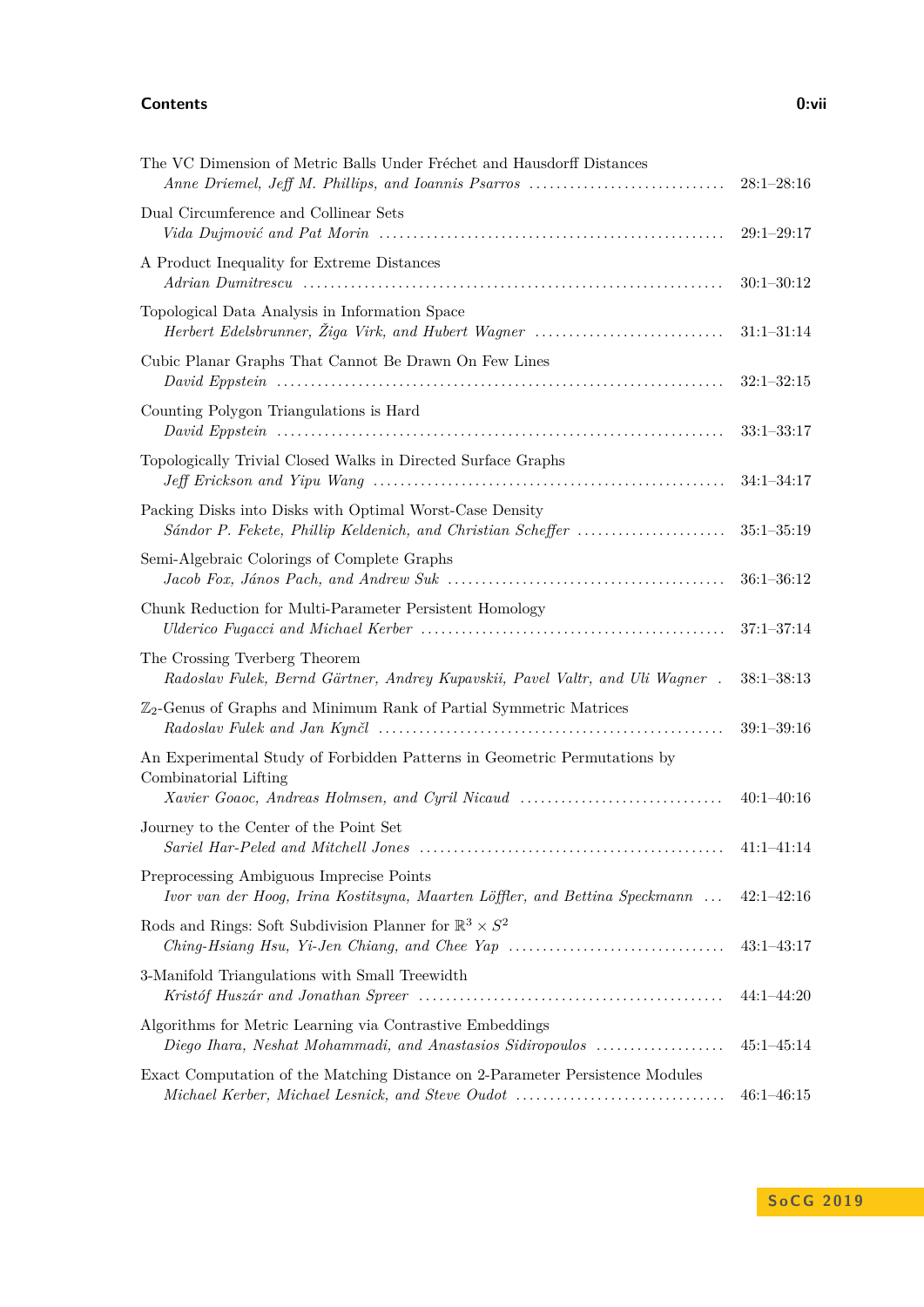The VC Dimension of Metric Balls Under Fréchet and Hausdorff Distances
*Anne Driemel, Jeff M. Phillips, and Ioannis Psarros* ............................ 28:1–28:16

Dual Circumference and Collinear Sets
*Vida Dujmović and Pat Morin* ................................................... 29:1–29:17

A Product Inequality for Extreme Distances
*Adrian Dumitrescu* ............................................................. 30:1–30:12

Topological Data Analysis in Information Space
*Herbert Edelsbrunner, Žiga Virk, and Hubert Wagner* ............................ 31:1–31:14

Cubic Planar Graphs That Cannot Be Drawn On Few Lines
*David Eppstein* ................................................................ 32:1–32:15

Counting Polygon Triangulations is Hard
*David Eppstein* ................................................................ 33:1–33:17

Topologically Trivial Closed Walks in Directed Surface Graphs
*Jeff Erickson and Yipu Wang* ................................................... 34:1–34:17

Packing Disks into Disks with Optimal Worst-Case Density
*Sándor P. Fekete, Phillip Keldenich, and Christian Scheffer* ...................... 35:1–35:19

Semi-Algebraic Colorings of Complete Graphs
*Jacob Fox, János Pach, and Andrew Suk* ........................................ 36:1–36:12

Chunk Reduction for Multi-Parameter Persistent Homology
*Ulderico Fugacci and Michael Kerber* ............................................ 37:1–37:14

The Crossing Tverberg Theorem
*Radoslav Fulek, Bernd Gärtner, Andrey Kupavskii, Pavel Valtr, and Uli Wagner* . 38:1–38:13

$\mathbb{Z}_2$-Genus of Graphs and Minimum Rank of Partial Symmetric Matrices
*Radoslav Fulek and Jan Kynčl* .................................................. 39:1–39:16

An Experimental Study of Forbidden Patterns in Geometric Permutations by Combinatorial Lifting
*Xavier Goaoc, Andreas Holmsen, and Cyril Nicaud* ............................. 40:1–40:16

Journey to the Center of the Point Set
*Sariel Har-Peled and Mitchell Jones* ............................................ 41:1–41:14

Preprocessing Ambiguous Imprecise Points
*Ivor van der Hoog, Irina Kostitsyna, Maarten Löffler, and Bettina Speckmann* ... 42:1–42:16

Rods and Rings: Soft Subdivision Planner for $\mathbb{R}^3 \times S^2$
*Ching-Hsiang Hsu, Yi-Jen Chiang, and Chee Yap* ............................... 43:1–43:17

3-Manifold Triangulations with Small Treewidth
*Kristóf Huszár and Jonathan Spreer* ............................................ 44:1–44:20

Algorithms for Metric Learning via Contrastive Embeddings
*Diego Ihara, Neshat Mohammadi, and Anastasios Sidiropoulos* ................... 45:1–45:14

Exact Computation of the Matching Distance on 2-Parameter Persistence Modules
*Michael Kerber, Michael Lesnick, and Steve Oudot* .............................. 46:1–46:15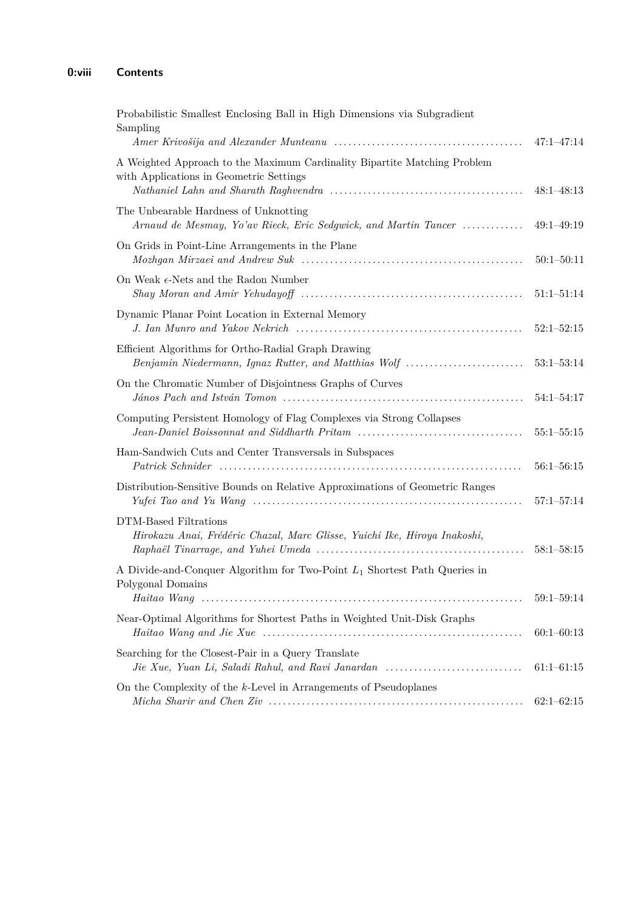Probabilistic Smallest Enclosing Ball in High Dimensions via Subgradient Sampling
*Amer Krivošija and Alexander Munteanu* ........ 47:1–47:14

A Weighted Approach to the Maximum Cardinality Bipartite Matching Problem with Applications in Geometric Settings
*Nathaniel Lahn and Sharath Raghvendra* ........ 48:1–48:13

The Unbearable Hardness of Unknotting
*Arnaud de Mesmay, Yo'av Rieck, Eric Sedgwick, and Martin Tancer* ........ 49:1–49:19

On Grids in Point-Line Arrangements in the Plane
*Mozhgan Mirzaei and Andrew Suk* ........ 50:1–50:11

On Weak $\epsilon$-Nets and the Radon Number
*Shay Moran and Amir Yehudayoff* ........ 51:1–51:14

Dynamic Planar Point Location in External Memory
*J. Ian Munro and Yakov Nekrich* ........ 52:1–52:15

Efficient Algorithms for Ortho-Radial Graph Drawing
*Benjamin Niedermann, Ignaz Rutter, and Matthias Wolf* ........ 53:1–53:14

On the Chromatic Number of Disjointness Graphs of Curves
*János Pach and István Tomon* ........ 54:1–54:17

Computing Persistent Homology of Flag Complexes via Strong Collapses
*Jean-Daniel Boissonnat and Siddharth Pritam* ........ 55:1–55:15

Ham-Sandwich Cuts and Center Transversals in Subspaces
*Patrick Schnider* ........ 56:1–56:15

Distribution-Sensitive Bounds on Relative Approximations of Geometric Ranges
*Yufei Tao and Yu Wang* ........ 57:1–57:14

DTM-Based Filtrations
*Hirokazu Anai, Frédéric Chazal, Marc Glisse, Yuichi Ike, Hiroya Inakoshi, Raphaël Tinarrage, and Yuhei Umeda* ........ 58:1–58:15

A Divide-and-Conquer Algorithm for Two-Point $L_1$ Shortest Path Queries in Polygonal Domains
*Haitao Wang* ........ 59:1–59:14

Near-Optimal Algorithms for Shortest Paths in Weighted Unit-Disk Graphs
*Haitao Wang and Jie Xue* ........ 60:1–60:13

Searching for the Closest-Pair in a Query Translate
*Jie Xue, Yuan Li, Saladi Rahul, and Ravi Janardan* ........ 61:1–61:15

On the Complexity of the $k$-Level in Arrangements of Pseudoplanes
*Micha Sharir and Chen Ziv* ........ 62:1–62:15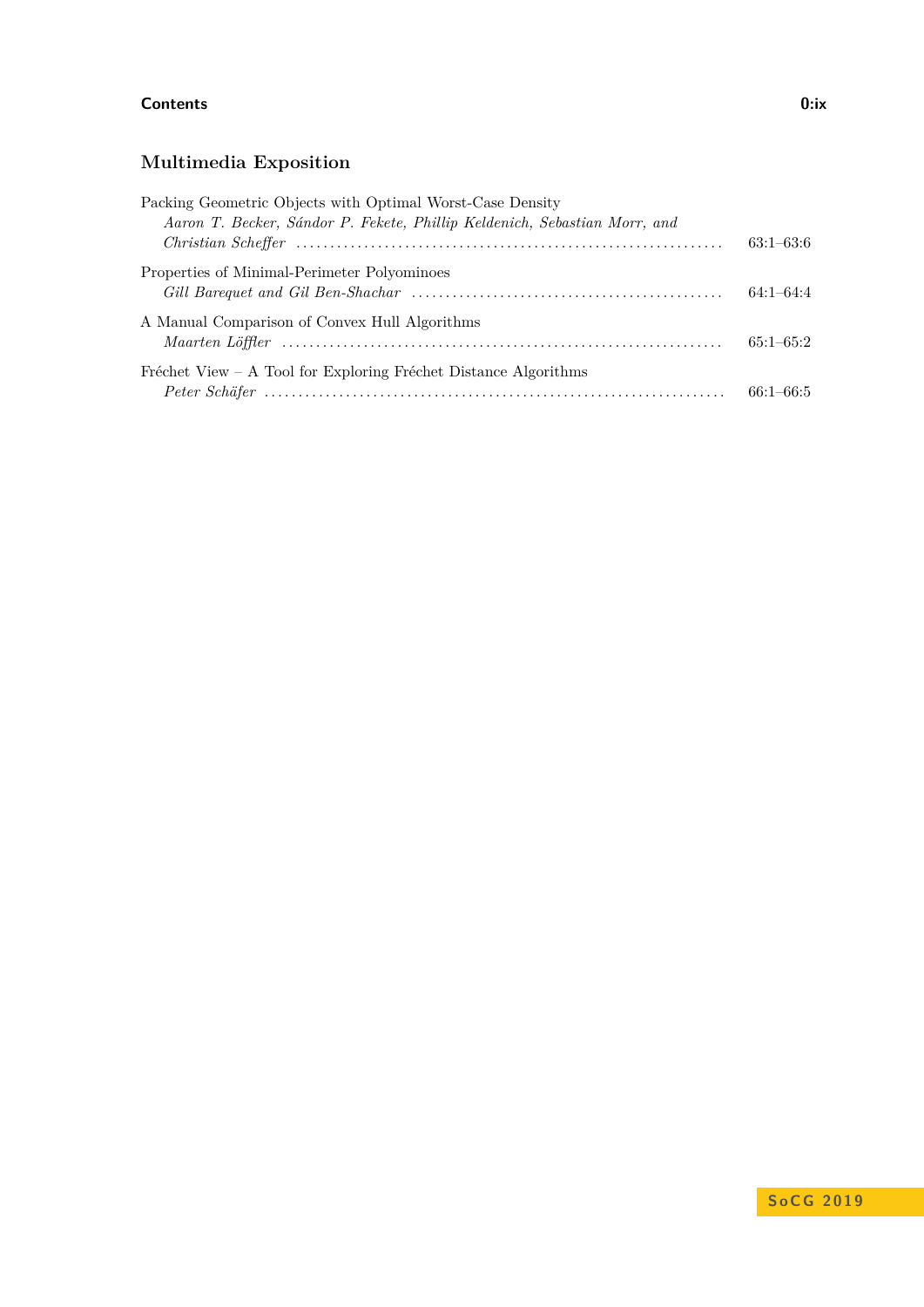## Multimedia Exposition

Packing Geometric Objects with Optimal Worst-Case Density
*Aaron T. Becker, Sándor P. Fekete, Phillip Keldenich, Sebastian Morr, and Christian Scheffer* ........ 63:1–63:6

Properties of Minimal-Perimeter Polyominoes
*Gill Barequet and Gil Ben-Shachar* ........ 64:1–64:4

A Manual Comparison of Convex Hull Algorithms
*Maarten Löffler* ........ 65:1–65:2

Fréchet View – A Tool for Exploring Fréchet Distance Algorithms
*Peter Schäfer* ........ 66:1–66:5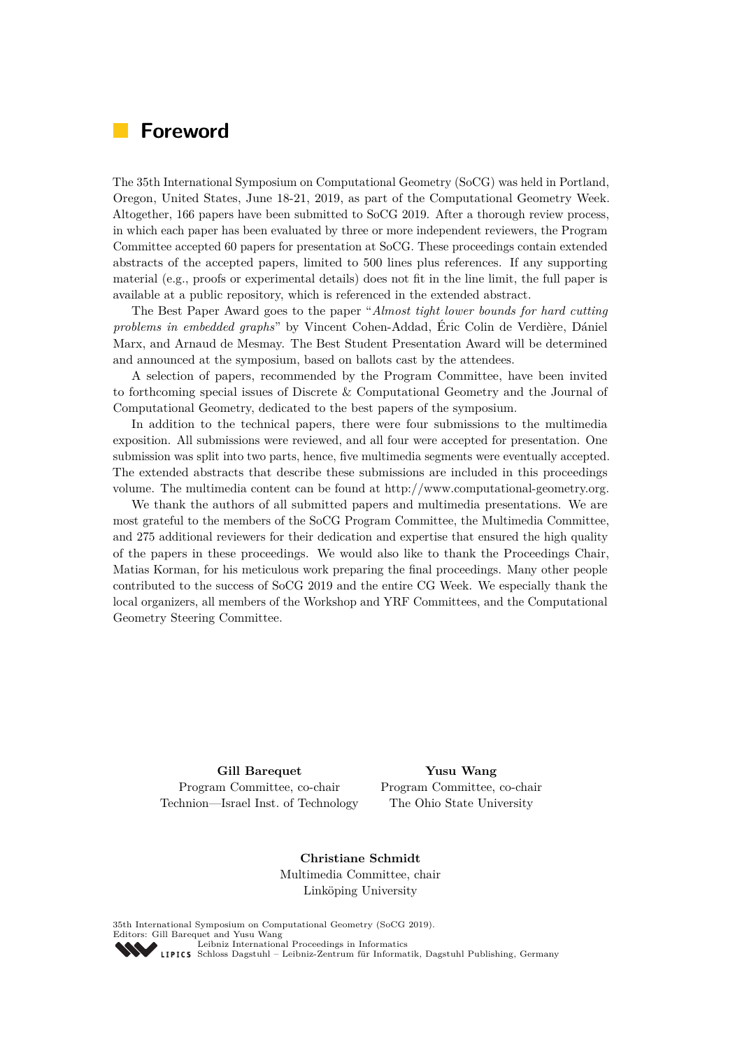# Foreword

The 35th International Symposium on Computational Geometry (SoCG) was held in Portland, Oregon, United States, June 18-21, 2019, as part of the Computational Geometry Week. Altogether, 166 papers have been submitted to SoCG 2019. After a thorough review process, in which each paper has been evaluated by three or more independent reviewers, the Program Committee accepted 60 papers for presentation at SoCG. These proceedings contain extended abstracts of the accepted papers, limited to 500 lines plus references. If any supporting material (e.g., proofs or experimental details) does not fit in the line limit, the full paper is available at a public repository, which is referenced in the extended abstract.

The Best Paper Award goes to the paper "*Almost tight lower bounds for hard cutting problems in embedded graphs*" by Vincent Cohen-Addad, Éric Colin de Verdière, Dániel Marx, and Arnaud de Mesmay. The Best Student Presentation Award will be determined and announced at the symposium, based on ballots cast by the attendees.

A selection of papers, recommended by the Program Committee, have been invited to forthcoming special issues of Discrete & Computational Geometry and the Journal of Computational Geometry, dedicated to the best papers of the symposium.

In addition to the technical papers, there were four submissions to the multimedia exposition. All submissions were reviewed, and all four were accepted for presentation. One submission was split into two parts, hence, five multimedia segments were eventually accepted. The extended abstracts that describe these submissions are included in this proceedings volume. The multimedia content can be found at http://www.computational-geometry.org.

We thank the authors of all submitted papers and multimedia presentations. We are most grateful to the members of the SoCG Program Committee, the Multimedia Committee, and 275 additional reviewers for their dedication and expertise that ensured the high quality of the papers in these proceedings. We would also like to thank the Proceedings Chair, Matias Korman, for his meticulous work preparing the final proceedings. Many other people contributed to the success of SoCG 2019 and the entire CG Week. We especially thank the local organizers, all members of the Workshop and YRF Committees, and the Computational Geometry Steering Committee.

**Gill Barequet**
Program Committee, co-chair
Technion—Israel Inst. of Technology

**Yusu Wang**
Program Committee, co-chair
The Ohio State University

**Christiane Schmidt**
Multimedia Committee, chair
Linköping University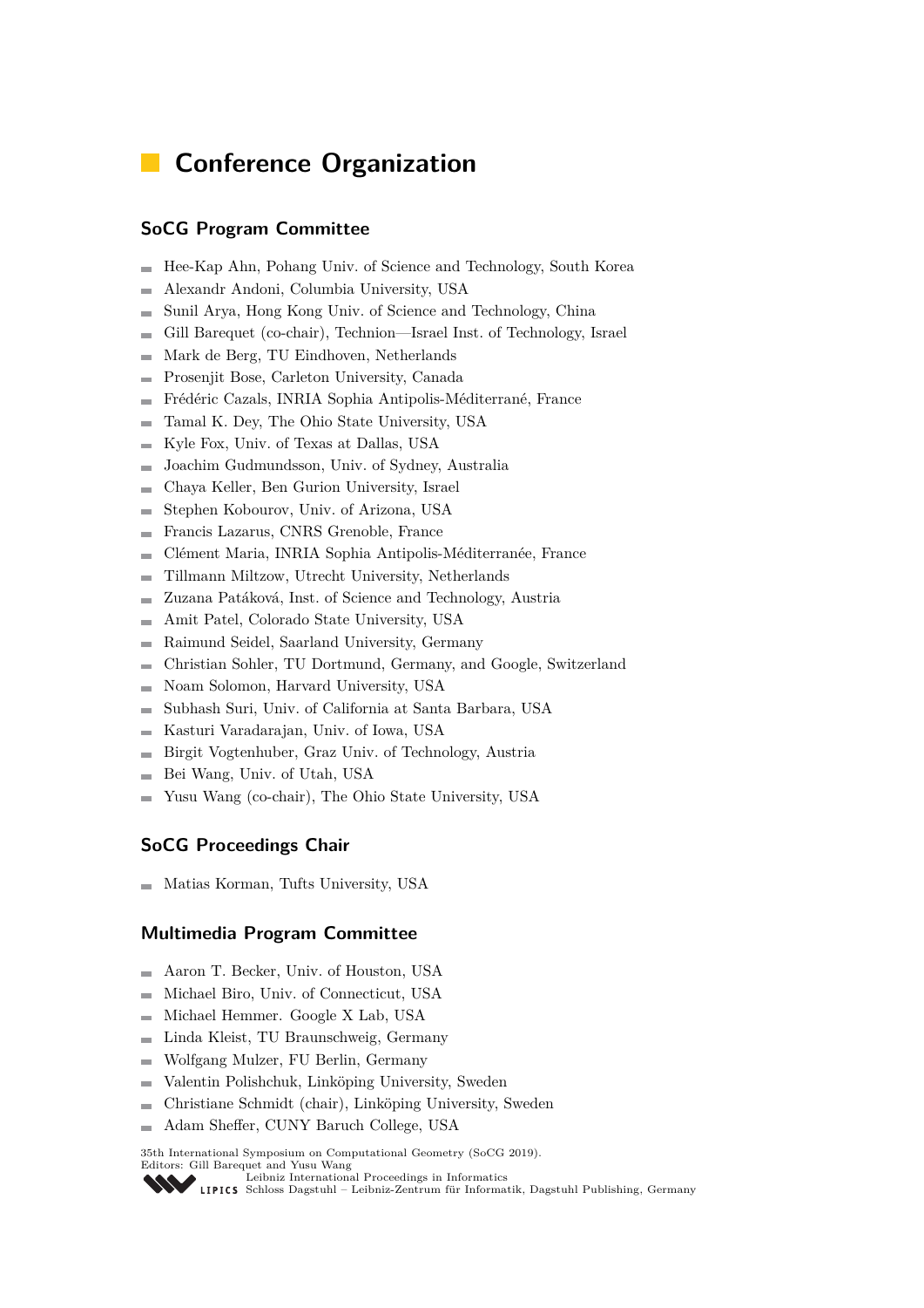# Conference Organization

## SoCG Program Committee

- Hee-Kap Ahn, Pohang Univ. of Science and Technology, South Korea
- Alexandr Andoni, Columbia University, USA
- Sunil Arya, Hong Kong Univ. of Science and Technology, China
- Gill Barequet (co-chair), Technion—Israel Inst. of Technology, Israel
- Mark de Berg, TU Eindhoven, Netherlands
- Prosenjit Bose, Carleton University, Canada
- Frédéric Cazals, INRIA Sophia Antipolis-Méditerrané, France
- Tamal K. Dey, The Ohio State University, USA
- Kyle Fox, Univ. of Texas at Dallas, USA
- Joachim Gudmundsson, Univ. of Sydney, Australia
- Chaya Keller, Ben Gurion University, Israel
- Stephen Kobourov, Univ. of Arizona, USA
- Francis Lazarus, CNRS Grenoble, France
- Clément Maria, INRIA Sophia Antipolis-Méditerranée, France
- Tillmann Miltzow, Utrecht University, Netherlands
- Zuzana Patáková, Inst. of Science and Technology, Austria
- Amit Patel, Colorado State University, USA
- Raimund Seidel, Saarland University, Germany
- Christian Sohler, TU Dortmund, Germany, and Google, Switzerland
- Noam Solomon, Harvard University, USA
- Subhash Suri, Univ. of California at Santa Barbara, USA
- Kasturi Varadarajan, Univ. of Iowa, USA
- Birgit Vogtenhuber, Graz Univ. of Technology, Austria
- Bei Wang, Univ. of Utah, USA
- Yusu Wang (co-chair), The Ohio State University, USA

## SoCG Proceedings Chair

- Matias Korman, Tufts University, USA

## Multimedia Program Committee

- Aaron T. Becker, Univ. of Houston, USA
- Michael Biro, Univ. of Connecticut, USA
- Michael Hemmer. Google X Lab, USA
- Linda Kleist, TU Braunschweig, Germany
- Wolfgang Mulzer, FU Berlin, Germany
- Valentin Polishchuk, Linköping University, Sweden
- Christiane Schmidt (chair), Linköping University, Sweden
- Adam Sheffer, CUNY Baruch College, USA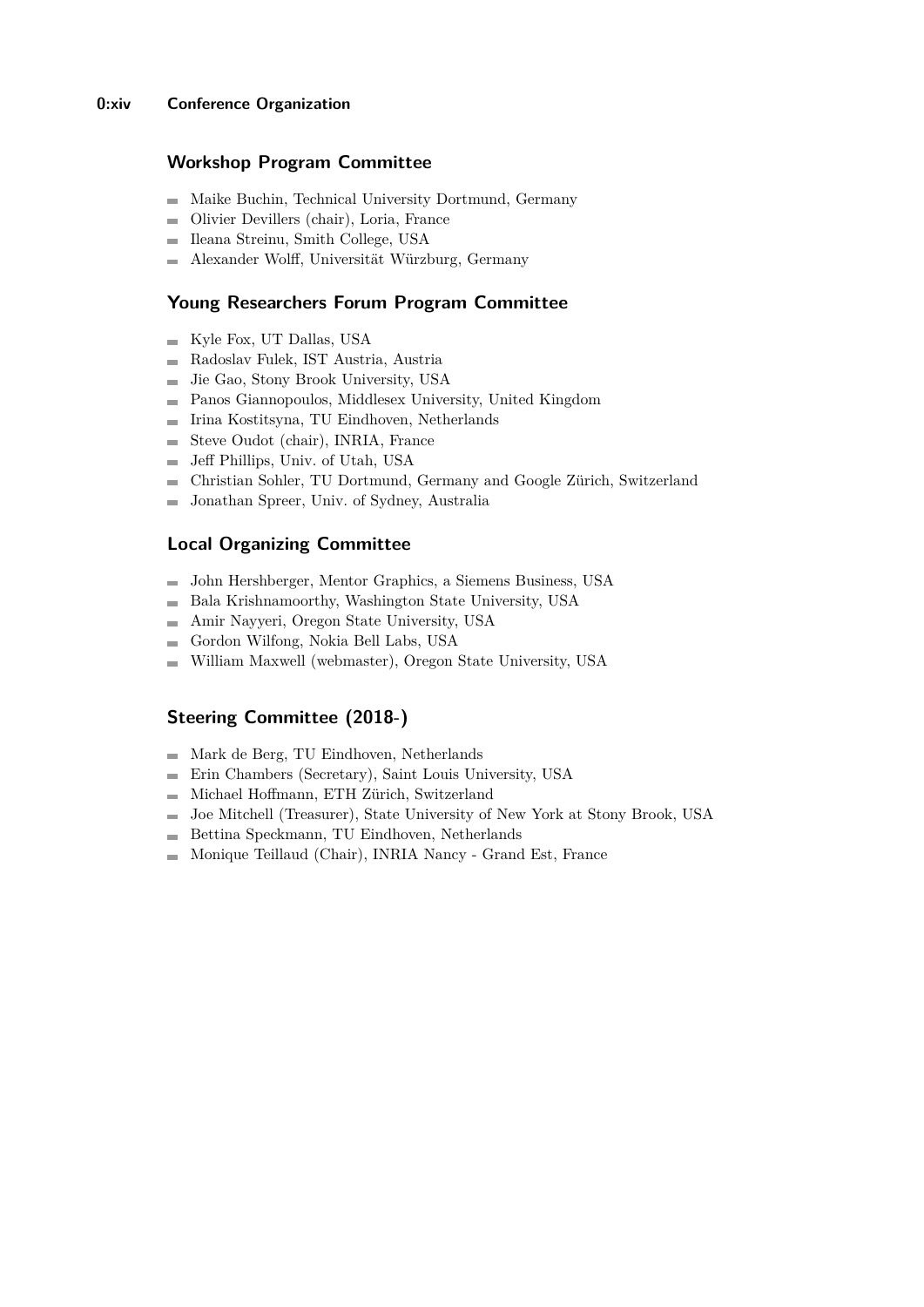## Workshop Program Committee

- Maike Buchin, Technical University Dortmund, Germany
- Olivier Devillers (chair), Loria, France
- Ileana Streinu, Smith College, USA
- Alexander Wolff, Universität Würzburg, Germany

## Young Researchers Forum Program Committee

- Kyle Fox, UT Dallas, USA
- Radoslav Fulek, IST Austria, Austria
- Jie Gao, Stony Brook University, USA
- Panos Giannopoulos, Middlesex University, United Kingdom
- Irina Kostitsyna, TU Eindhoven, Netherlands
- Steve Oudot (chair), INRIA, France
- Jeff Phillips, Univ. of Utah, USA
- Christian Sohler, TU Dortmund, Germany and Google Zürich, Switzerland
- Jonathan Spreer, Univ. of Sydney, Australia

## Local Organizing Committee

- John Hershberger, Mentor Graphics, a Siemens Business, USA
- Bala Krishnamoorthy, Washington State University, USA
- Amir Nayyeri, Oregon State University, USA
- Gordon Wilfong, Nokia Bell Labs, USA
- William Maxwell (webmaster), Oregon State University, USA

## Steering Committee (2018-)

- Mark de Berg, TU Eindhoven, Netherlands
- Erin Chambers (Secretary), Saint Louis University, USA
- Michael Hoffmann, ETH Zürich, Switzerland
- Joe Mitchell (Treasurer), State University of New York at Stony Brook, USA
- Bettina Speckmann, TU Eindhoven, Netherlands
- Monique Teillaud (Chair), INRIA Nancy - Grand Est, France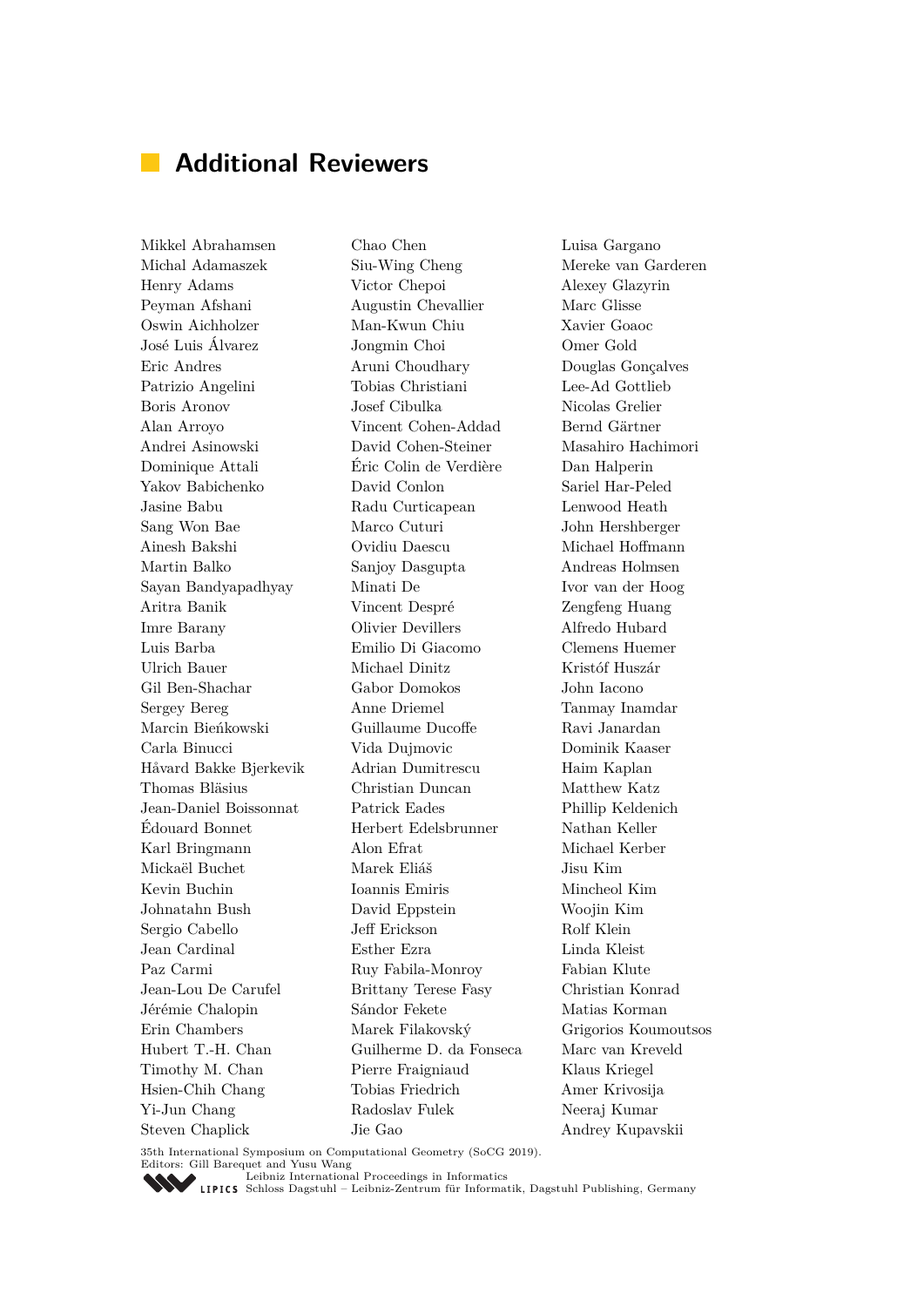## Additional Reviewers

Mikkel Abrahamsen
Michal Adamaszek
Henry Adams
Peyman Afshani
Oswin Aichholzer
José Luis Álvarez
Eric Andres
Patrizio Angelini
Boris Aronov
Alan Arroyo
Andrei Asinowski
Dominique Attali
Yakov Babichenko
Jasine Babu
Sang Won Bae
Ainesh Bakshi
Martin Balko
Sayan Bandyapadhyay
Aritra Banik
Imre Barany
Luis Barba
Ulrich Bauer
Gil Ben-Shachar
Sergey Bereg
Marcin Bieńkowski
Carla Binucci
Håvard Bakke Bjerkevik
Thomas Bläsius
Jean-Daniel Boissonnat
Édouard Bonnet
Karl Bringmann
Mickaël Buchet
Kevin Buchin
Johnatahn Bush
Sergio Cabello
Jean Cardinal
Paz Carmi
Jean-Lou De Carufel
Jérémie Chalopin
Erin Chambers
Hubert T.-H. Chan
Timothy M. Chan
Hsien-Chih Chang
Yi-Jun Chang
Steven Chaplick
Chao Chen
Siu-Wing Cheng
Victor Chepoi
Augustin Chevallier
Man-Kwun Chiu
Jongmin Choi
Aruni Choudhary
Tobias Christiani
Josef Cibulka
Vincent Cohen-Addad
David Cohen-Steiner
Éric Colin de Verdière
David Conlon
Radu Curticapean
Marco Cuturi
Ovidiu Daescu
Sanjoy Dasgupta
Minati De
Vincent Despré
Olivier Devillers
Emilio Di Giacomo
Michael Dinitz
Gabor Domokos
Anne Driemel
Guillaume Ducoffe
Vida Dujmovic
Adrian Dumitrescu
Christian Duncan
Patrick Eades
Herbert Edelsbrunner
Alon Efrat
Marek Eliáš
Ioannis Emiris
David Eppstein
Jeff Erickson
Esther Ezra
Ruy Fabila-Monroy
Brittany Terese Fasy
Sándor Fekete
Marek Filakovský
Guilherme D. da Fonseca
Pierre Fraigniaud
Tobias Friedrich
Radoslav Fulek
Jie Gao
Luisa Gargano
Mereke van Garderen
Alexey Glazyrin
Marc Glisse
Xavier Goaoc
Omer Gold
Douglas Gonçalves
Lee-Ad Gottlieb
Nicolas Grelier
Bernd Gärtner
Masahiro Hachimori
Dan Halperin
Sariel Har-Peled
Lenwood Heath
John Hershberger
Michael Hoffmann
Andreas Holmsen
Ivor van der Hoog
Zengfeng Huang
Alfredo Hubard
Clemens Huemer
Kristóf Huszár
John Iacono
Tanmay Inamdar
Ravi Janardan
Dominik Kaaser
Haim Kaplan
Matthew Katz
Phillip Keldenich
Nathan Keller
Michael Kerber
Jisu Kim
Mincheol Kim
Woojin Kim
Rolf Klein
Linda Kleist
Fabian Klute
Christian Konrad
Matias Korman
Grigorios Koumoutsos
Marc van Kreveld
Klaus Kriegel
Amer Krivosija
Neeraj Kumar
Andrey Kupavskii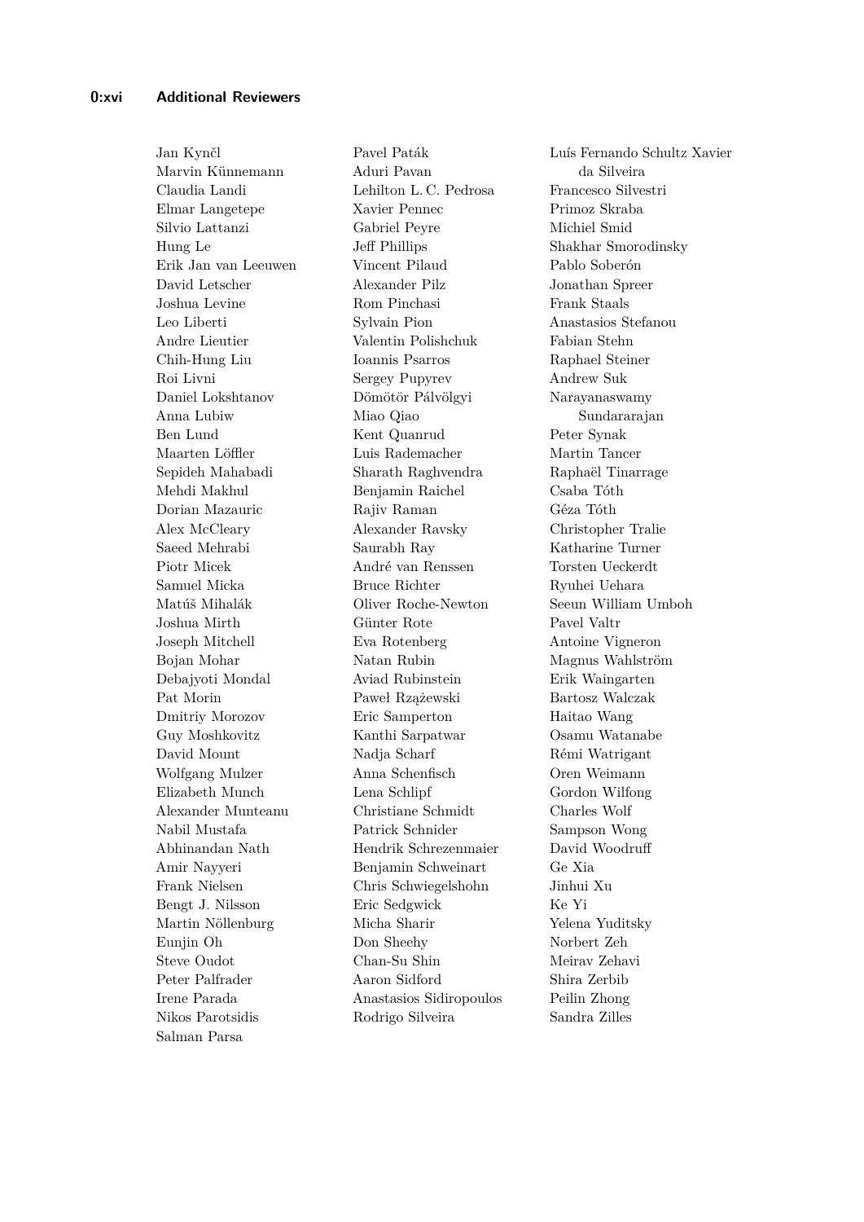Jan Kynčl
Marvin Künnemann
Claudia Landi
Elmar Langetepe
Silvio Lattanzi
Hung Le
Erik Jan van Leeuwen
David Letscher
Joshua Levine
Leo Liberti
Andre Lieutier
Chih-Hung Liu
Roi Livni
Daniel Lokshtanov
Anna Lubiw
Ben Lund
Maarten Löffler
Sepideh Mahabadi
Mehdi Makhul
Dorian Mazauric
Alex McCleary
Saeed Mehrabi
Piotr Micek
Samuel Micka
Matúš Mihalák
Joshua Mirth
Joseph Mitchell
Bojan Mohar
Debajyoti Mondal
Pat Morin
Dmitriy Morozov
Guy Moshkovitz
David Mount
Wolfgang Mulzer
Elizabeth Munch
Alexander Munteanu
Nabil Mustafa
Abhinandan Nath
Amir Nayyeri
Frank Nielsen
Bengt J. Nilsson
Martin Nöllenburg
Eunjin Oh
Steve Oudot
Peter Palfrader
Irene Parada
Nikos Parotsidis
Salman Parsa
Pavel Paták
Aduri Pavan
Lehilton L. C. Pedrosa
Xavier Pennec
Gabriel Peyre
Jeff Phillips
Vincent Pilaud
Alexander Pilz
Rom Pinchasi
Sylvain Pion
Valentin Polishchuk
Ioannis Psarros
Sergey Pupyrev
Dömötör Pálvölgyi
Miao Qiao
Kent Quanrud
Luis Rademacher
Sharath Raghvendra
Benjamin Raichel
Rajiv Raman
Alexander Ravsky
Saurabh Ray
André van Renssen
Bruce Richter
Oliver Roche-Newton
Günter Rote
Eva Rotenberg
Natan Rubin
Aviad Rubinstein
Paweł Rzążewski
Eric Samperton
Kanthi Sarpatwar
Nadja Scharf
Anna Schenfisch
Lena Schlipf
Christiane Schmidt
Patrick Schnider
Hendrik Schrezenmaier
Benjamin Schweinart
Chris Schwiegelshohn
Eric Sedgwick
Micha Sharir
Don Sheehy
Chan-Su Shin
Aaron Sidford
Anastasios Sidiropoulos
Rodrigo Silveira
Luís Fernando Schultz Xavier da Silveira
Francesco Silvestri
Primoz Skraba
Michiel Smid
Shakhar Smorodinsky
Pablo Soberón
Jonathan Spreer
Frank Staals
Anastasios Stefanou
Fabian Stehn
Raphael Steiner
Andrew Suk
Narayanaswamy Sundararajan
Peter Synak
Martin Tancer
Raphaël Tinarrage
Csaba Tóth
Géza Tóth
Christopher Tralie
Katharine Turner
Torsten Ueckerdt
Ryuhei Uehara
Seeun William Umboh
Pavel Valtr
Antoine Vigneron
Magnus Wahlström
Erik Waingarten
Bartosz Walczak
Haitao Wang
Osamu Watanabe
Rémi Watrigant
Oren Weimann
Gordon Wilfong
Charles Wolf
Sampson Wong
David Woodruff
Ge Xia
Jinhui Xu
Ke Yi
Yelena Yuditsky
Norbert Zeh
Meirav Zehavi
Shira Zerbib
Peilin Zhong
Sandra Zilles